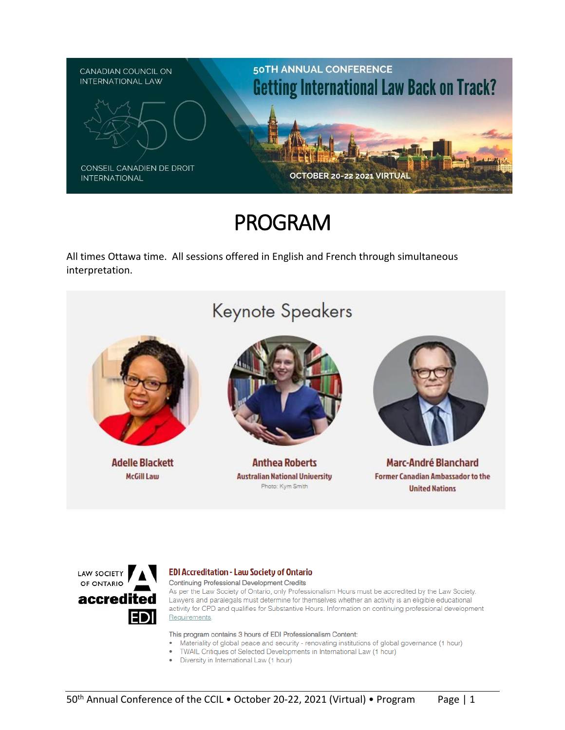CANADIAN COUNCIL ON INTERNATIONAL LAW

CONSEIL CANADIEN DE DROIT INTERNATIONAL

50TH ANNUAL CONFERENCE

# Getting International Law Back on Track?

OCTOBER 20-22 2021 VIRTUAL

# PROGRAM

All times Ottawa time. All sessions offered in English and French through simultaneous interpretation.

## Keynote Speakers

**Adelle Blackett**
McGill Law

**Anthea Roberts**
Australian National University
Photo: Kym Smith

**Marc-André Blanchard**
Former Canadian Ambassador to the United Nations

LAW SOCIETY OF ONTARIO accredited EDI

### EDI Accreditation - Law Society of Ontario

Continuing Professional Development Credits

As per the Law Society of Ontario, only Professionalism Hours must be accredited by the Law Society. Lawyers and paralegals must determine for themselves whether an activity is an eligible educational activity for CPD and qualifies for Substantive Hours. Information on continuing professional development Requirements.

This program contains 3 hours of EDI Professionalism Content:

- Materiality of global peace and security - renovating institutions of global governance (1 hour)
- TWAIL Critiques of Selected Developments in International Law (1 hour)
- Diversity in International Law (1 hour)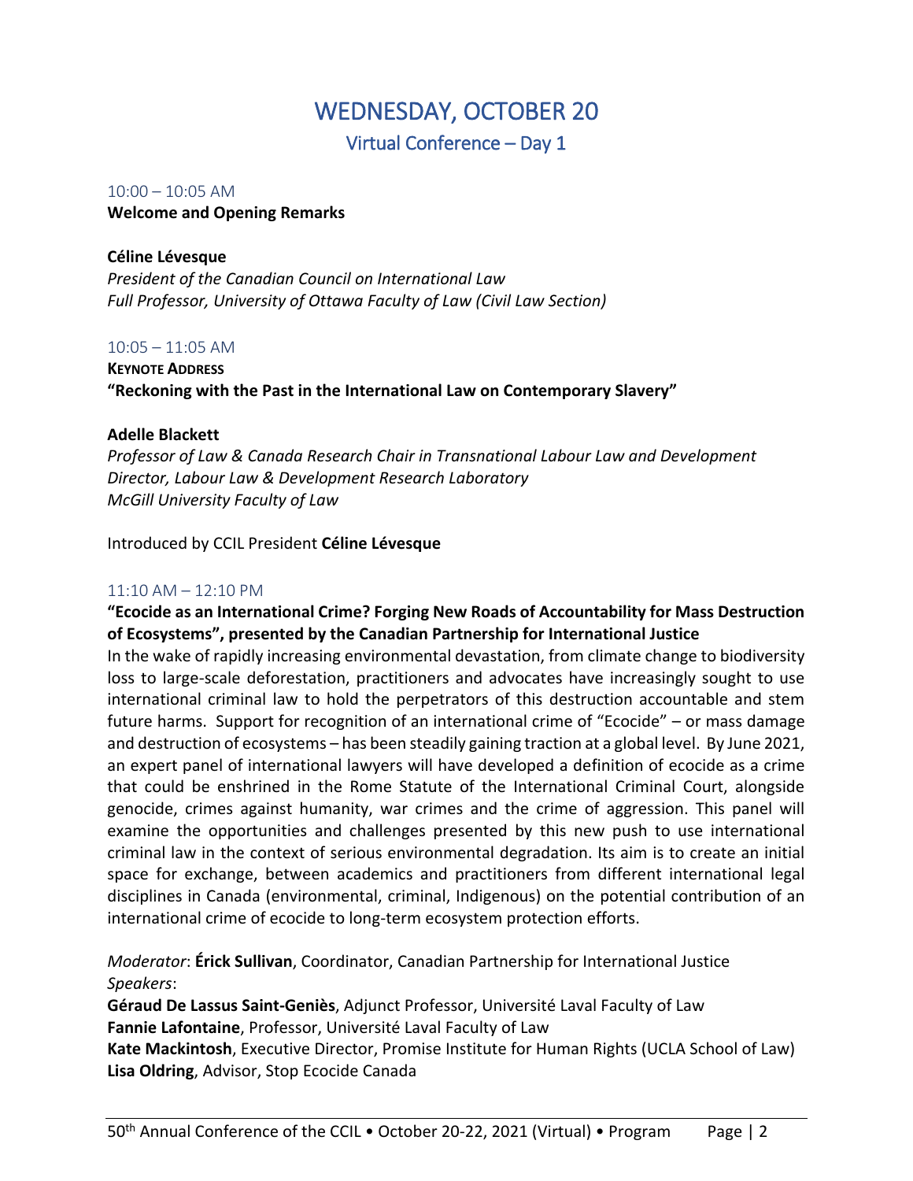# WEDNESDAY, OCTOBER 20

## Virtual Conference – Day 1

10:00 – 10:05 AM

**Welcome and Opening Remarks**

**Céline Lévesque**
*President of the Canadian Council on International Law*
*Full Professor, University of Ottawa Faculty of Law (Civil Law Section)*

10:05 – 11:05 AM

**KEYNOTE ADDRESS**
**"Reckoning with the Past in the International Law on Contemporary Slavery"**

**Adelle Blackett**
*Professor of Law & Canada Research Chair in Transnational Labour Law and Development*
*Director, Labour Law & Development Research Laboratory*
*McGill University Faculty of Law*

Introduced by CCIL President **Céline Lévesque**

11:10 AM – 12:10 PM

**"Ecocide as an International Crime? Forging New Roads of Accountability for Mass Destruction of Ecosystems", presented by the Canadian Partnership for International Justice**

In the wake of rapidly increasing environmental devastation, from climate change to biodiversity loss to large-scale deforestation, practitioners and advocates have increasingly sought to use international criminal law to hold the perpetrators of this destruction accountable and stem future harms. Support for recognition of an international crime of "Ecocide" – or mass damage and destruction of ecosystems – has been steadily gaining traction at a global level. By June 2021, an expert panel of international lawyers will have developed a definition of ecocide as a crime that could be enshrined in the Rome Statute of the International Criminal Court, alongside genocide, crimes against humanity, war crimes and the crime of aggression. This panel will examine the opportunities and challenges presented by this new push to use international criminal law in the context of serious environmental degradation. Its aim is to create an initial space for exchange, between academics and practitioners from different international legal disciplines in Canada (environmental, criminal, Indigenous) on the potential contribution of an international crime of ecocide to long-term ecosystem protection efforts.

*Moderator*: **Érick Sullivan**, Coordinator, Canadian Partnership for International Justice
*Speakers*:
**Géraud De Lassus Saint-Geniès**, Adjunct Professor, Université Laval Faculty of Law
**Fannie Lafontaine**, Professor, Université Laval Faculty of Law
**Kate Mackintosh**, Executive Director, Promise Institute for Human Rights (UCLA School of Law)
**Lisa Oldring**, Advisor, Stop Ecocide Canada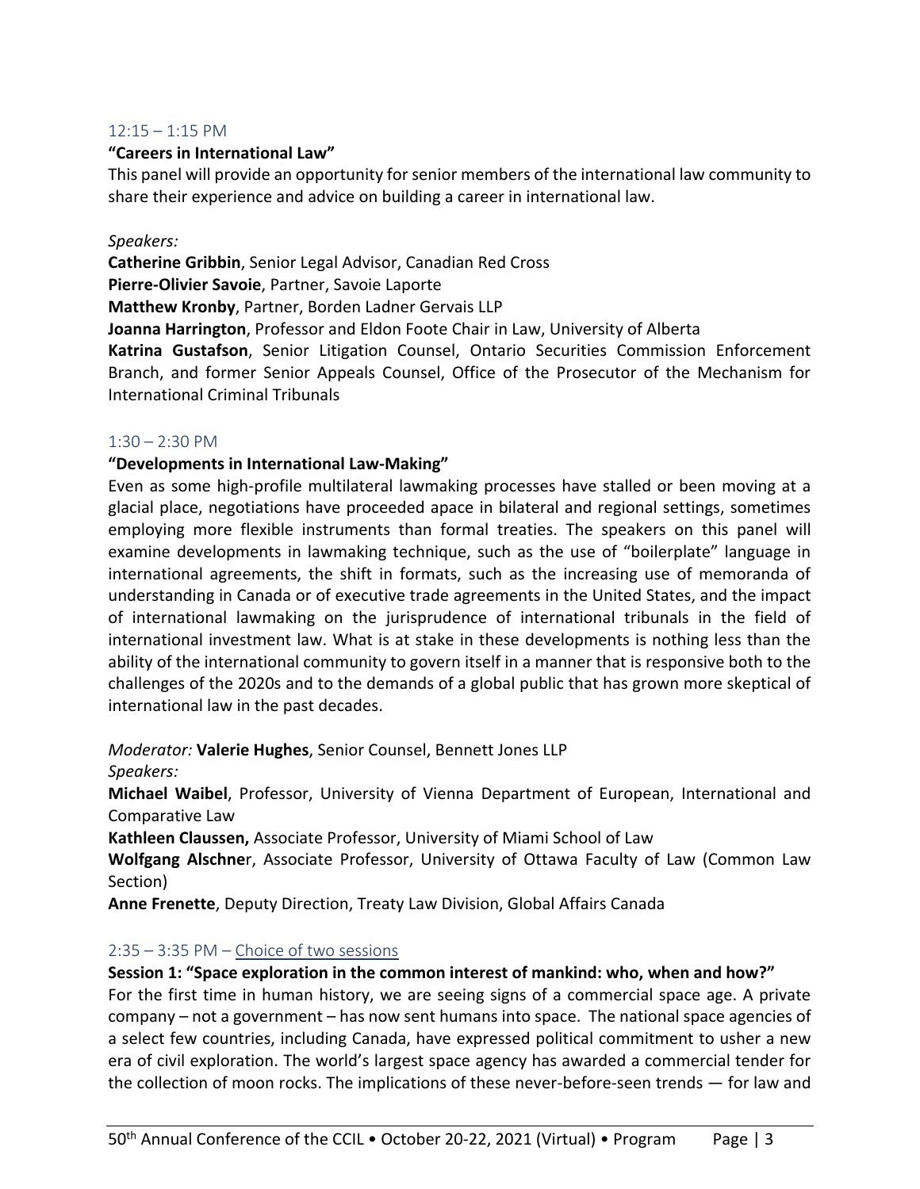### 12:15 – 1:15 PM

**"Careers in International Law"**

This panel will provide an opportunity for senior members of the international law community to share their experience and advice on building a career in international law.

*Speakers:*

**Catherine Gribbin**, Senior Legal Advisor, Canadian Red Cross
**Pierre-Olivier Savoie**, Partner, Savoie Laporte
**Matthew Kronby**, Partner, Borden Ladner Gervais LLP
**Joanna Harrington**, Professor and Eldon Foote Chair in Law, University of Alberta
**Katrina Gustafson**, Senior Litigation Counsel, Ontario Securities Commission Enforcement Branch, and former Senior Appeals Counsel, Office of the Prosecutor of the Mechanism for International Criminal Tribunals

### 1:30 – 2:30 PM

**"Developments in International Law-Making"**

Even as some high-profile multilateral lawmaking processes have stalled or been moving at a glacial place, negotiations have proceeded apace in bilateral and regional settings, sometimes employing more flexible instruments than formal treaties. The speakers on this panel will examine developments in lawmaking technique, such as the use of "boilerplate" language in international agreements, the shift in formats, such as the increasing use of memoranda of understanding in Canada or of executive trade agreements in the United States, and the impact of international lawmaking on the jurisprudence of international tribunals in the field of international investment law. What is at stake in these developments is nothing less than the ability of the international community to govern itself in a manner that is responsive both to the challenges of the 2020s and to the demands of a global public that has grown more skeptical of international law in the past decades.

*Moderator:* **Valerie Hughes**, Senior Counsel, Bennett Jones LLP
*Speakers:*
**Michael Waibel**, Professor, University of Vienna Department of European, International and Comparative Law
**Kathleen Claussen,** Associate Professor, University of Miami School of Law
**Wolfgang Alschner**, Associate Professor, University of Ottawa Faculty of Law (Common Law Section)
**Anne Frenette**, Deputy Direction, Treaty Law Division, Global Affairs Canada

### 2:35 – 3:35 PM – Choice of two sessions

**Session 1: "Space exploration in the common interest of mankind: who, when and how?"**

For the first time in human history, we are seeing signs of a commercial space age. A private company – not a government – has now sent humans into space. The national space agencies of a select few countries, including Canada, have expressed political commitment to usher a new era of civil exploration. The world's largest space agency has awarded a commercial tender for the collection of moon rocks. The implications of these never-before-seen trends — for law and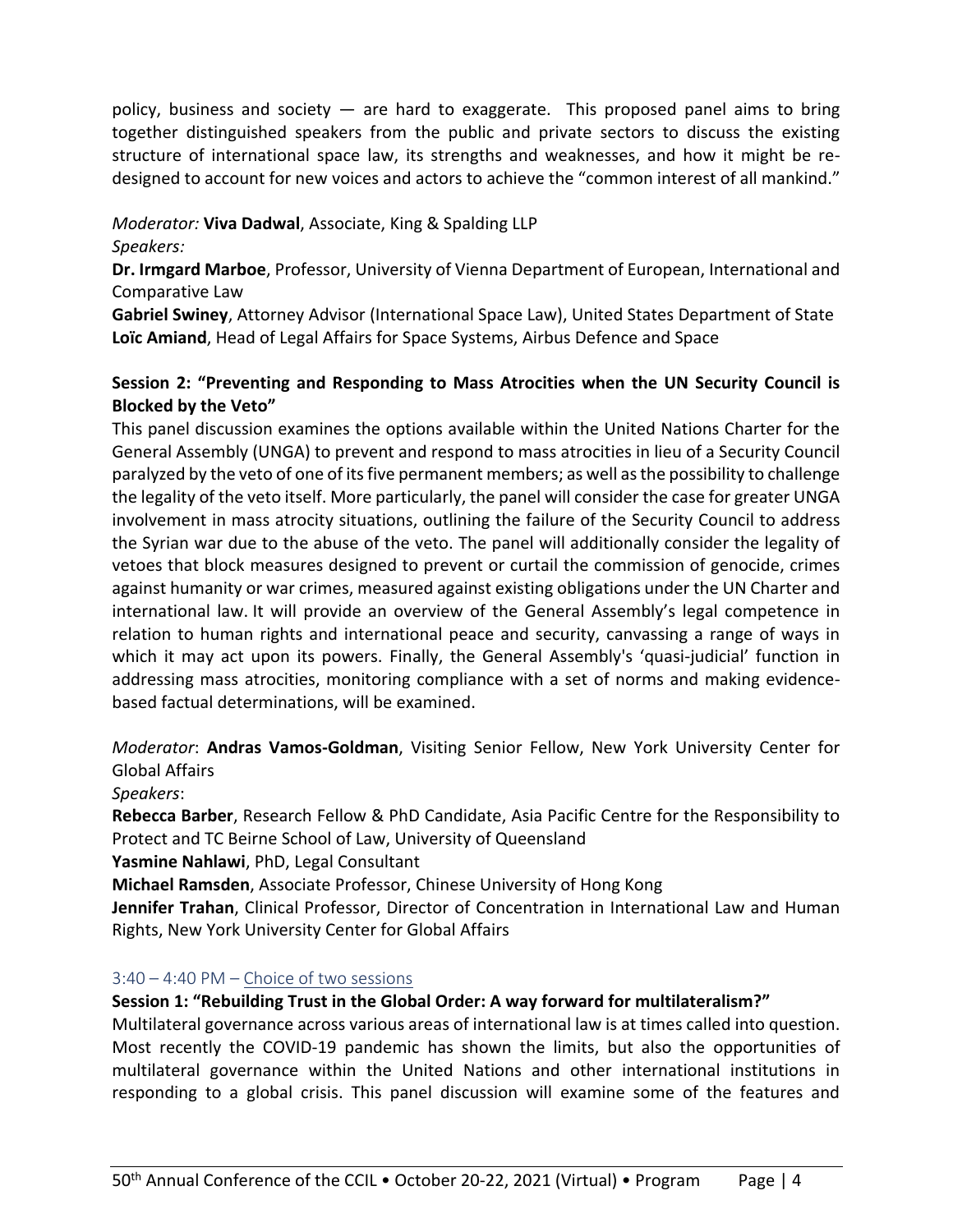policy, business and society — are hard to exaggerate. This proposed panel aims to bring together distinguished speakers from the public and private sectors to discuss the existing structure of international space law, its strengths and weaknesses, and how it might be re-designed to account for new voices and actors to achieve the "common interest of all mankind."

*Moderator:* **Viva Dadwal**, Associate, King & Spalding LLP
*Speakers:*
**Dr. Irmgard Marboe**, Professor, University of Vienna Department of European, International and Comparative Law
**Gabriel Swiney**, Attorney Advisor (International Space Law), United States Department of State
**Loïc Amiand**, Head of Legal Affairs for Space Systems, Airbus Defence and Space

**Session 2: "Preventing and Responding to Mass Atrocities when the UN Security Council is Blocked by the Veto"**

This panel discussion examines the options available within the United Nations Charter for the General Assembly (UNGA) to prevent and respond to mass atrocities in lieu of a Security Council paralyzed by the veto of one of its five permanent members; as well as the possibility to challenge the legality of the veto itself. More particularly, the panel will consider the case for greater UNGA involvement in mass atrocity situations, outlining the failure of the Security Council to address the Syrian war due to the abuse of the veto. The panel will additionally consider the legality of vetoes that block measures designed to prevent or curtail the commission of genocide, crimes against humanity or war crimes, measured against existing obligations under the UN Charter and international law. It will provide an overview of the General Assembly's legal competence in relation to human rights and international peace and security, canvassing a range of ways in which it may act upon its powers. Finally, the General Assembly's 'quasi-judicial' function in addressing mass atrocities, monitoring compliance with a set of norms and making evidence-based factual determinations, will be examined.

*Moderator*: **Andras Vamos-Goldman**, Visiting Senior Fellow, New York University Center for Global Affairs
*Speakers*:
**Rebecca Barber**, Research Fellow & PhD Candidate, Asia Pacific Centre for the Responsibility to Protect and TC Beirne School of Law, University of Queensland
**Yasmine Nahlawi**, PhD, Legal Consultant
**Michael Ramsden**, Associate Professor, Chinese University of Hong Kong
**Jennifer Trahan**, Clinical Professor, Director of Concentration in International Law and Human Rights, New York University Center for Global Affairs

3:40 – 4:40 PM – Choice of two sessions

**Session 1: "Rebuilding Trust in the Global Order: A way forward for multilateralism?"**

Multilateral governance across various areas of international law is at times called into question. Most recently the COVID-19 pandemic has shown the limits, but also the opportunities of multilateral governance within the United Nations and other international institutions in responding to a global crisis. This panel discussion will examine some of the features and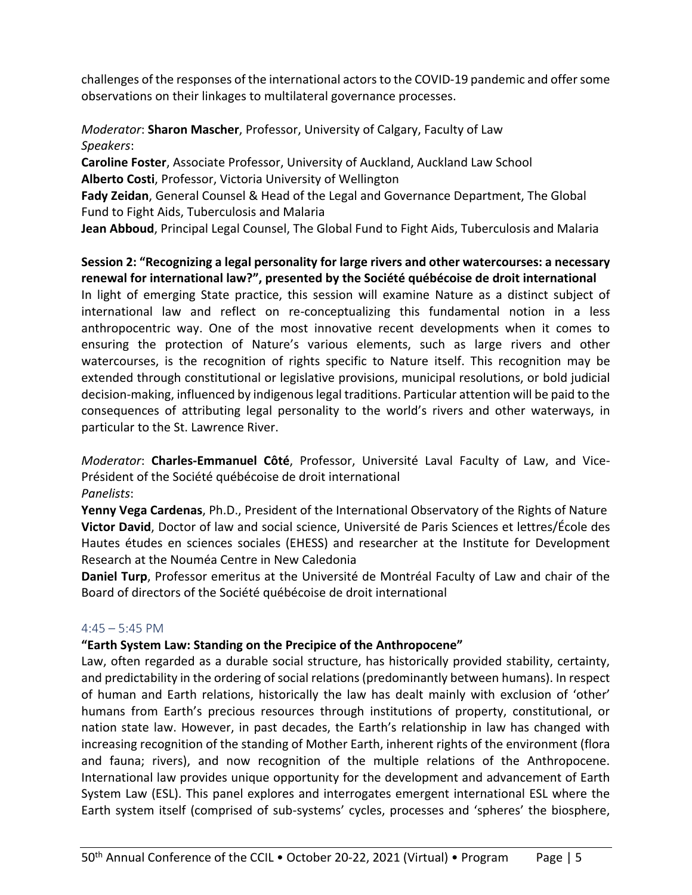challenges of the responses of the international actors to the COVID-19 pandemic and offer some observations on their linkages to multilateral governance processes.

*Moderator*: **Sharon Mascher**, Professor, University of Calgary, Faculty of Law
*Speakers*:
**Caroline Foster**, Associate Professor, University of Auckland, Auckland Law School
**Alberto Costi**, Professor, Victoria University of Wellington
**Fady Zeidan**, General Counsel & Head of the Legal and Governance Department, The Global Fund to Fight Aids, Tuberculosis and Malaria
**Jean Abboud**, Principal Legal Counsel, The Global Fund to Fight Aids, Tuberculosis and Malaria

**Session 2: "Recognizing a legal personality for large rivers and other watercourses: a necessary renewal for international law?", presented by the Société québécoise de droit international**

In light of emerging State practice, this session will examine Nature as a distinct subject of international law and reflect on re-conceptualizing this fundamental notion in a less anthropocentric way. One of the most innovative recent developments when it comes to ensuring the protection of Nature's various elements, such as large rivers and other watercourses, is the recognition of rights specific to Nature itself. This recognition may be extended through constitutional or legislative provisions, municipal resolutions, or bold judicial decision-making, influenced by indigenous legal traditions. Particular attention will be paid to the consequences of attributing legal personality to the world's rivers and other waterways, in particular to the St. Lawrence River.

*Moderator*: **Charles-Emmanuel Côté**, Professor, Université Laval Faculty of Law, and Vice-Président of the Société québécoise de droit international
*Panelists*:
**Yenny Vega Cardenas**, Ph.D., President of the International Observatory of the Rights of Nature
**Victor David**, Doctor of law and social science, Université de Paris Sciences et lettres/École des Hautes études en sciences sociales (EHESS) and researcher at the Institute for Development Research at the Nouméa Centre in New Caledonia
**Daniel Turp**, Professor emeritus at the Université de Montréal Faculty of Law and chair of the Board of directors of the Société québécoise de droit international

4:45 – 5:45 PM

**"Earth System Law: Standing on the Precipice of the Anthropocene"**

Law, often regarded as a durable social structure, has historically provided stability, certainty, and predictability in the ordering of social relations (predominantly between humans). In respect of human and Earth relations, historically the law has dealt mainly with exclusion of 'other' humans from Earth's precious resources through institutions of property, constitutional, or nation state law. However, in past decades, the Earth's relationship in law has changed with increasing recognition of the standing of Mother Earth, inherent rights of the environment (flora and fauna; rivers), and now recognition of the multiple relations of the Anthropocene. International law provides unique opportunity for the development and advancement of Earth System Law (ESL). This panel explores and interrogates emergent international ESL where the Earth system itself (comprised of sub-systems' cycles, processes and 'spheres' the biosphere,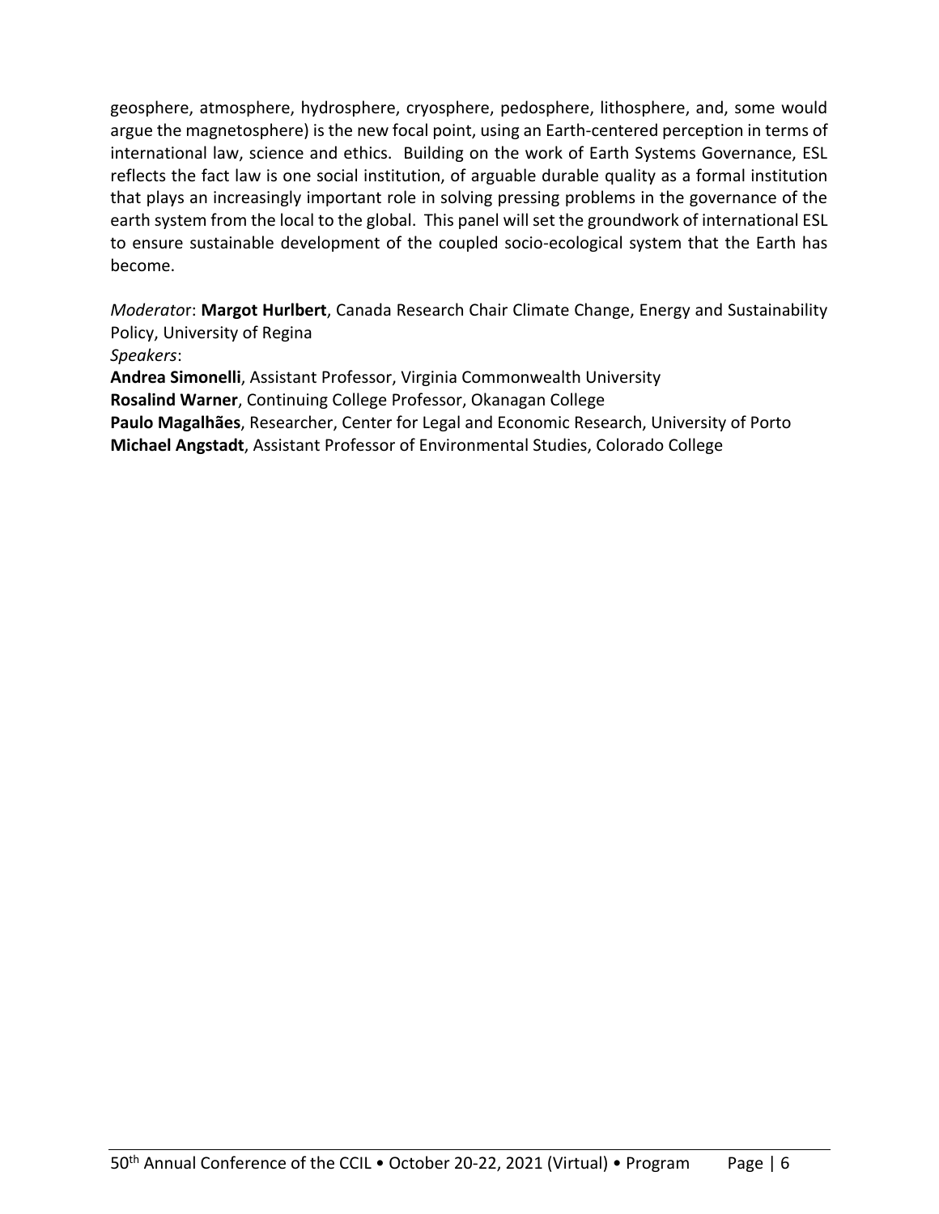geosphere, atmosphere, hydrosphere, cryosphere, pedosphere, lithosphere, and, some would argue the magnetosphere) is the new focal point, using an Earth-centered perception in terms of international law, science and ethics. Building on the work of Earth Systems Governance, ESL reflects the fact law is one social institution, of arguable durable quality as a formal institution that plays an increasingly important role in solving pressing problems in the governance of the earth system from the local to the global. This panel will set the groundwork of international ESL to ensure sustainable development of the coupled socio-ecological system that the Earth has become.

*Moderator*: **Margot Hurlbert**, Canada Research Chair Climate Change, Energy and Sustainability Policy, University of Regina

*Speakers*:

**Andrea Simonelli**, Assistant Professor, Virginia Commonwealth University

**Rosalind Warner**, Continuing College Professor, Okanagan College

**Paulo Magalhães**, Researcher, Center for Legal and Economic Research, University of Porto

**Michael Angstadt**, Assistant Professor of Environmental Studies, Colorado College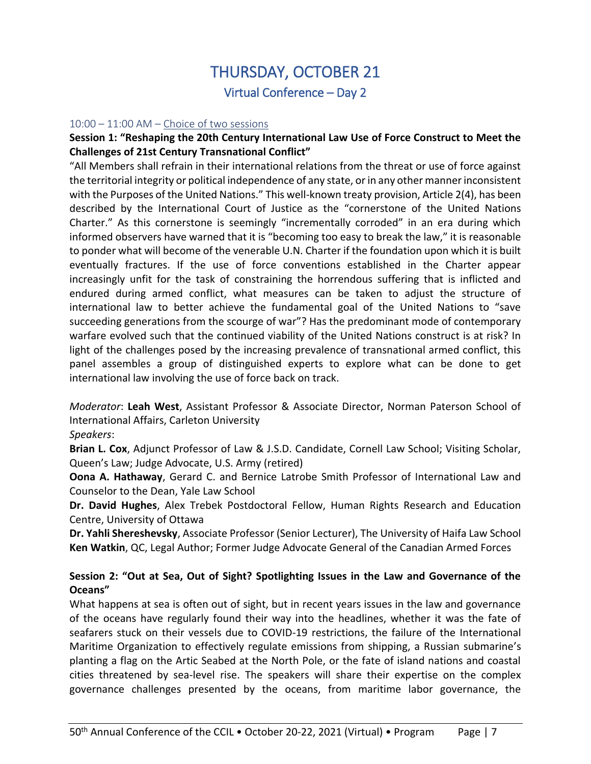# THURSDAY, OCTOBER 21

## Virtual Conference – Day 2

10:00 – 11:00 AM – Choice of two sessions

**Session 1: "Reshaping the 20th Century International Law Use of Force Construct to Meet the Challenges of 21st Century Transnational Conflict"**

"All Members shall refrain in their international relations from the threat or use of force against the territorial integrity or political independence of any state, or in any other manner inconsistent with the Purposes of the United Nations." This well-known treaty provision, Article 2(4), has been described by the International Court of Justice as the "cornerstone of the United Nations Charter." As this cornerstone is seemingly "incrementally corroded" in an era during which informed observers have warned that it is "becoming too easy to break the law," it is reasonable to ponder what will become of the venerable U.N. Charter if the foundation upon which it is built eventually fractures. If the use of force conventions established in the Charter appear increasingly unfit for the task of constraining the horrendous suffering that is inflicted and endured during armed conflict, what measures can be taken to adjust the structure of international law to better achieve the fundamental goal of the United Nations to "save succeeding generations from the scourge of war"? Has the predominant mode of contemporary warfare evolved such that the continued viability of the United Nations construct is at risk? In light of the challenges posed by the increasing prevalence of transnational armed conflict, this panel assembles a group of distinguished experts to explore what can be done to get international law involving the use of force back on track.

*Moderator*: **Leah West**, Assistant Professor & Associate Director, Norman Paterson School of International Affairs, Carleton University

*Speakers*:

**Brian L. Cox**, Adjunct Professor of Law & J.S.D. Candidate, Cornell Law School; Visiting Scholar, Queen's Law; Judge Advocate, U.S. Army (retired)

**Oona A. Hathaway**, Gerard C. and Bernice Latrobe Smith Professor of International Law and Counselor to the Dean, Yale Law School

**Dr. David Hughes**, Alex Trebek Postdoctoral Fellow, Human Rights Research and Education Centre, University of Ottawa

**Dr. Yahli Shereshevsky**, Associate Professor (Senior Lecturer), The University of Haifa Law School

**Ken Watkin**, QC, Legal Author; Former Judge Advocate General of the Canadian Armed Forces

**Session 2: "Out at Sea, Out of Sight? Spotlighting Issues in the Law and Governance of the Oceans"**

What happens at sea is often out of sight, but in recent years issues in the law and governance of the oceans have regularly found their way into the headlines, whether it was the fate of seafarers stuck on their vessels due to COVID-19 restrictions, the failure of the International Maritime Organization to effectively regulate emissions from shipping, a Russian submarine's planting a flag on the Artic Seabed at the North Pole, or the fate of island nations and coastal cities threatened by sea-level rise. The speakers will share their expertise on the complex governance challenges presented by the oceans, from maritime labor governance, the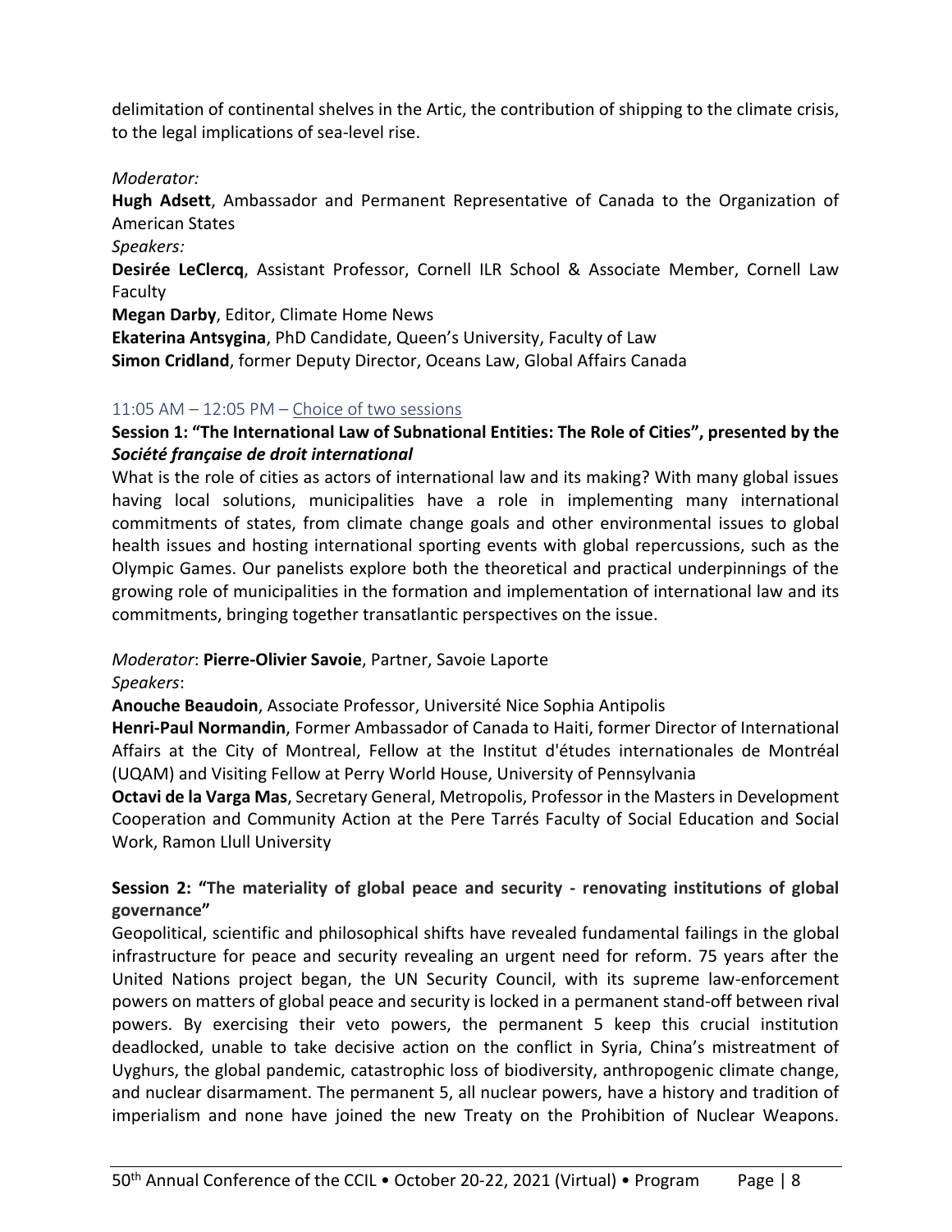delimitation of continental shelves in the Artic, the contribution of shipping to the climate crisis, to the legal implications of sea-level rise.

*Moderator:*

**Hugh Adsett**, Ambassador and Permanent Representative of Canada to the Organization of American States

*Speakers:*

**Desirée LeClercq**, Assistant Professor, Cornell ILR School & Associate Member, Cornell Law Faculty

**Megan Darby**, Editor, Climate Home News

**Ekaterina Antsygina**, PhD Candidate, Queen's University, Faculty of Law

**Simon Cridland**, former Deputy Director, Oceans Law, Global Affairs Canada

### 11:05 AM – 12:05 PM – Choice of two sessions

**Session 1: "The International Law of Subnational Entities: The Role of Cities", presented by the *Société française de droit international***

What is the role of cities as actors of international law and its making? With many global issues having local solutions, municipalities have a role in implementing many international commitments of states, from climate change goals and other environmental issues to global health issues and hosting international sporting events with global repercussions, such as the Olympic Games. Our panelists explore both the theoretical and practical underpinnings of the growing role of municipalities in the formation and implementation of international law and its commitments, bringing together transatlantic perspectives on the issue.

*Moderator*: **Pierre-Olivier Savoie**, Partner, Savoie Laporte

*Speakers*:

**Anouche Beaudoin**, Associate Professor, Université Nice Sophia Antipolis

**Henri-Paul Normandin**, Former Ambassador of Canada to Haiti, former Director of International Affairs at the City of Montreal, Fellow at the Institut d'études internationales de Montréal (UQAM) and Visiting Fellow at Perry World House, University of Pennsylvania

**Octavi de la Varga Mas**, Secretary General, Metropolis, Professor in the Masters in Development Cooperation and Community Action at the Pere Tarrés Faculty of Social Education and Social Work, Ramon Llull University

**Session 2: "The materiality of global peace and security - renovating institutions of global governance"**

Geopolitical, scientific and philosophical shifts have revealed fundamental failings in the global infrastructure for peace and security revealing an urgent need for reform. 75 years after the United Nations project began, the UN Security Council, with its supreme law-enforcement powers on matters of global peace and security is locked in a permanent stand-off between rival powers. By exercising their veto powers, the permanent 5 keep this crucial institution deadlocked, unable to take decisive action on the conflict in Syria, China's mistreatment of Uyghurs, the global pandemic, catastrophic loss of biodiversity, anthropogenic climate change, and nuclear disarmament. The permanent 5, all nuclear powers, have a history and tradition of imperialism and none have joined the new Treaty on the Prohibition of Nuclear Weapons.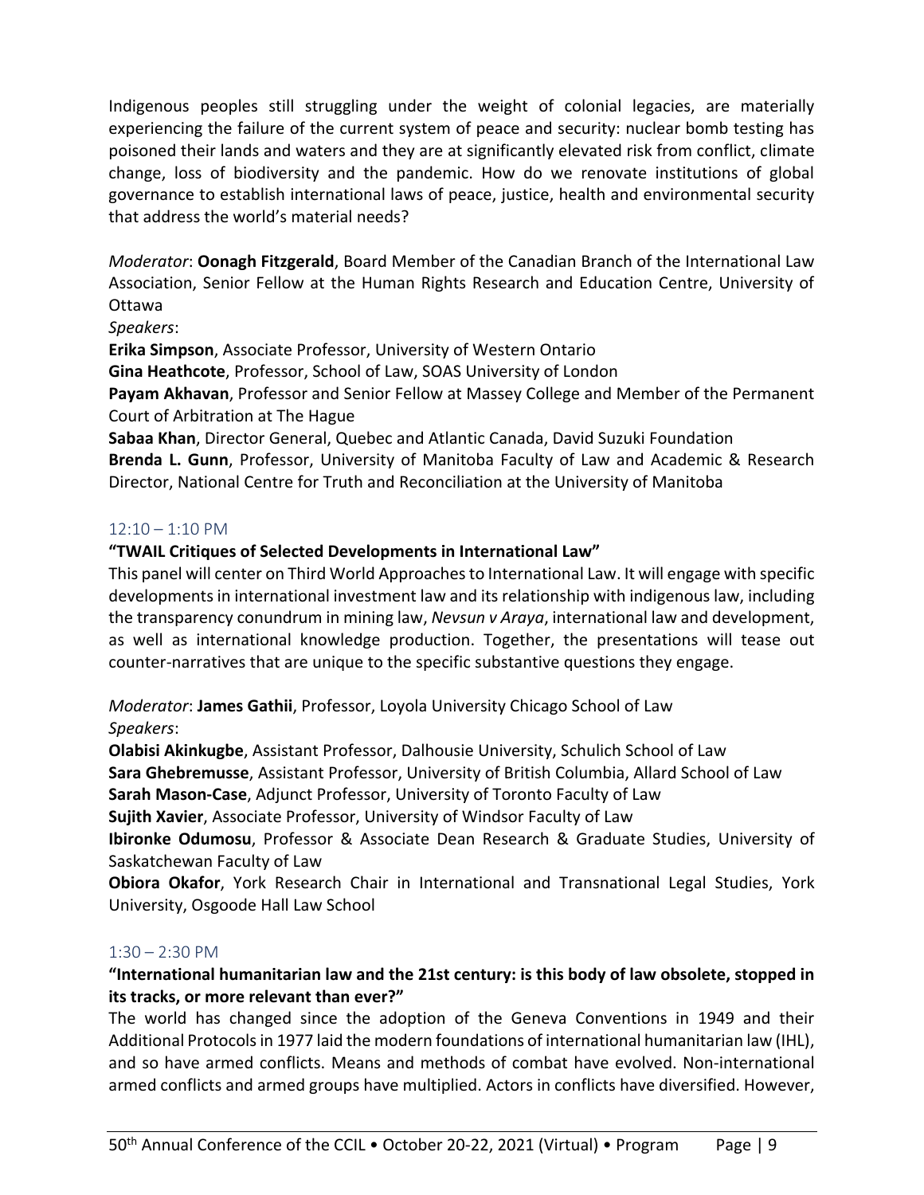Indigenous peoples still struggling under the weight of colonial legacies, are materially experiencing the failure of the current system of peace and security: nuclear bomb testing has poisoned their lands and waters and they are at significantly elevated risk from conflict, climate change, loss of biodiversity and the pandemic. How do we renovate institutions of global governance to establish international laws of peace, justice, health and environmental security that address the world's material needs?

*Moderator*: **Oonagh Fitzgerald**, Board Member of the Canadian Branch of the International Law Association, Senior Fellow at the Human Rights Research and Education Centre, University of Ottawa

*Speakers*:

**Erika Simpson**, Associate Professor, University of Western Ontario

**Gina Heathcote**, Professor, School of Law, SOAS University of London

**Payam Akhavan**, Professor and Senior Fellow at Massey College and Member of the Permanent Court of Arbitration at The Hague

**Sabaa Khan**, Director General, Quebec and Atlantic Canada, David Suzuki Foundation

**Brenda L. Gunn**, Professor, University of Manitoba Faculty of Law and Academic & Research Director, National Centre for Truth and Reconciliation at the University of Manitoba

12:10 – 1:10 PM

**"TWAIL Critiques of Selected Developments in International Law"**

This panel will center on Third World Approaches to International Law. It will engage with specific developments in international investment law and its relationship with indigenous law, including the transparency conundrum in mining law, *Nevsun v Araya*, international law and development, as well as international knowledge production. Together, the presentations will tease out counter-narratives that are unique to the specific substantive questions they engage.

*Moderator*: **James Gathii**, Professor, Loyola University Chicago School of Law

*Speakers*:

**Olabisi Akinkugbe**, Assistant Professor, Dalhousie University, Schulich School of Law

**Sara Ghebremusse**, Assistant Professor, University of British Columbia, Allard School of Law

**Sarah Mason-Case**, Adjunct Professor, University of Toronto Faculty of Law

**Sujith Xavier**, Associate Professor, University of Windsor Faculty of Law

**Ibironke Odumosu**, Professor & Associate Dean Research & Graduate Studies, University of Saskatchewan Faculty of Law

**Obiora Okafor**, York Research Chair in International and Transnational Legal Studies, York University, Osgoode Hall Law School

1:30 – 2:30 PM

**"International humanitarian law and the 21st century: is this body of law obsolete, stopped in its tracks, or more relevant than ever?"**

The world has changed since the adoption of the Geneva Conventions in 1949 and their Additional Protocols in 1977 laid the modern foundations of international humanitarian law (IHL), and so have armed conflicts. Means and methods of combat have evolved. Non-international armed conflicts and armed groups have multiplied. Actors in conflicts have diversified. However,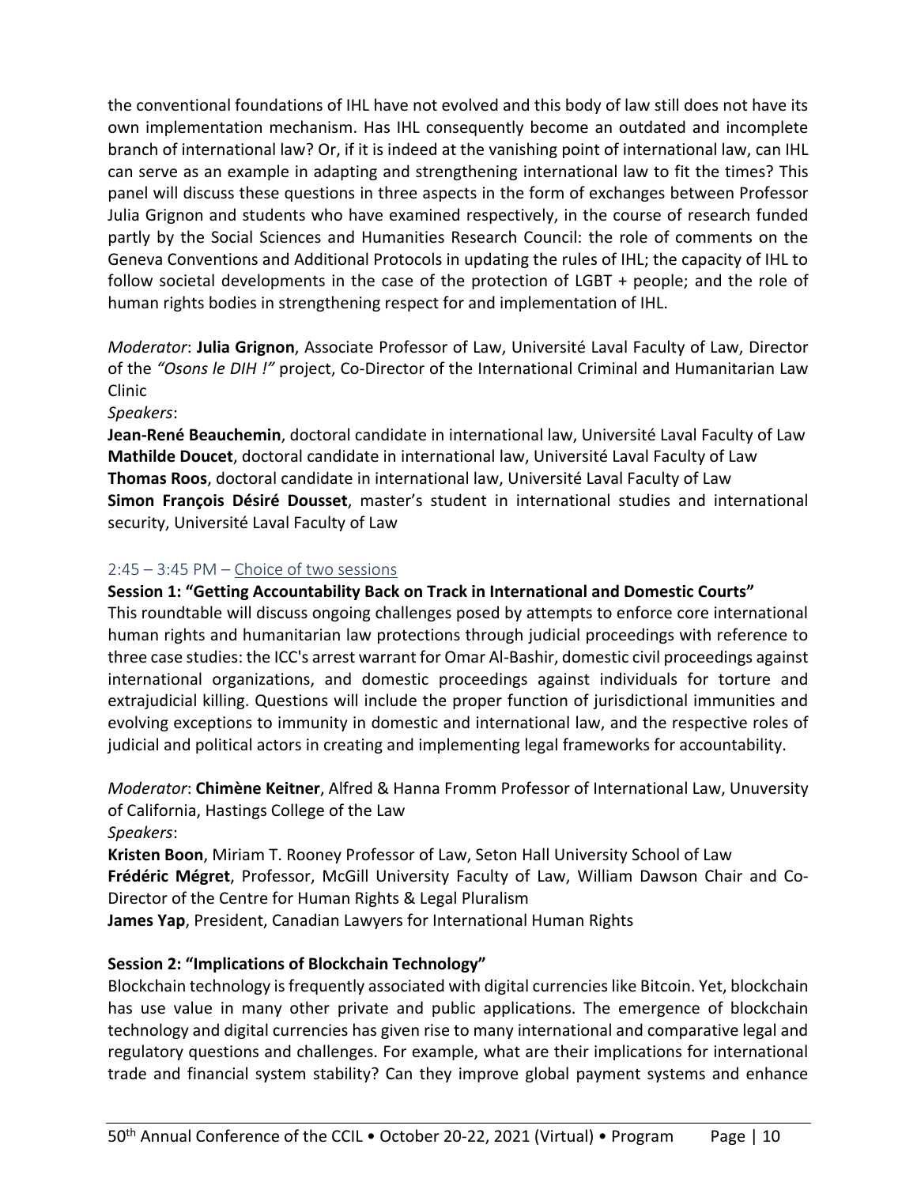the conventional foundations of IHL have not evolved and this body of law still does not have its own implementation mechanism. Has IHL consequently become an outdated and incomplete branch of international law? Or, if it is indeed at the vanishing point of international law, can IHL can serve as an example in adapting and strengthening international law to fit the times? This panel will discuss these questions in three aspects in the form of exchanges between Professor Julia Grignon and students who have examined respectively, in the course of research funded partly by the Social Sciences and Humanities Research Council: the role of comments on the Geneva Conventions and Additional Protocols in updating the rules of IHL; the capacity of IHL to follow societal developments in the case of the protection of LGBT + people; and the role of human rights bodies in strengthening respect for and implementation of IHL.

*Moderator*: **Julia Grignon**, Associate Professor of Law, Université Laval Faculty of Law, Director of the *"Osons le DIH !"* project, Co-Director of the International Criminal and Humanitarian Law Clinic

*Speakers*:

**Jean-René Beauchemin**, doctoral candidate in international law, Université Laval Faculty of Law
**Mathilde Doucet**, doctoral candidate in international law, Université Laval Faculty of Law
**Thomas Roos**, doctoral candidate in international law, Université Laval Faculty of Law
**Simon François Désiré Dousset**, master's student in international studies and international security, Université Laval Faculty of Law

## 2:45 – 3:45 PM – Choice of two sessions

### Session 1: "Getting Accountability Back on Track in International and Domestic Courts"

This roundtable will discuss ongoing challenges posed by attempts to enforce core international human rights and humanitarian law protections through judicial proceedings with reference to three case studies: the ICC's arrest warrant for Omar Al-Bashir, domestic civil proceedings against international organizations, and domestic proceedings against individuals for torture and extrajudicial killing. Questions will include the proper function of jurisdictional immunities and evolving exceptions to immunity in domestic and international law, and the respective roles of judicial and political actors in creating and implementing legal frameworks for accountability.

*Moderator*: **Chimène Keitner**, Alfred & Hanna Fromm Professor of International Law, Unuversity of California, Hastings College of the Law

*Speakers*:

**Kristen Boon**, Miriam T. Rooney Professor of Law, Seton Hall University School of Law
**Frédéric Mégret**, Professor, McGill University Faculty of Law, William Dawson Chair and Co-Director of the Centre for Human Rights & Legal Pluralism
**James Yap**, President, Canadian Lawyers for International Human Rights

### Session 2: "Implications of Blockchain Technology"

Blockchain technology is frequently associated with digital currencies like Bitcoin. Yet, blockchain has use value in many other private and public applications. The emergence of blockchain technology and digital currencies has given rise to many international and comparative legal and regulatory questions and challenges. For example, what are their implications for international trade and financial system stability? Can they improve global payment systems and enhance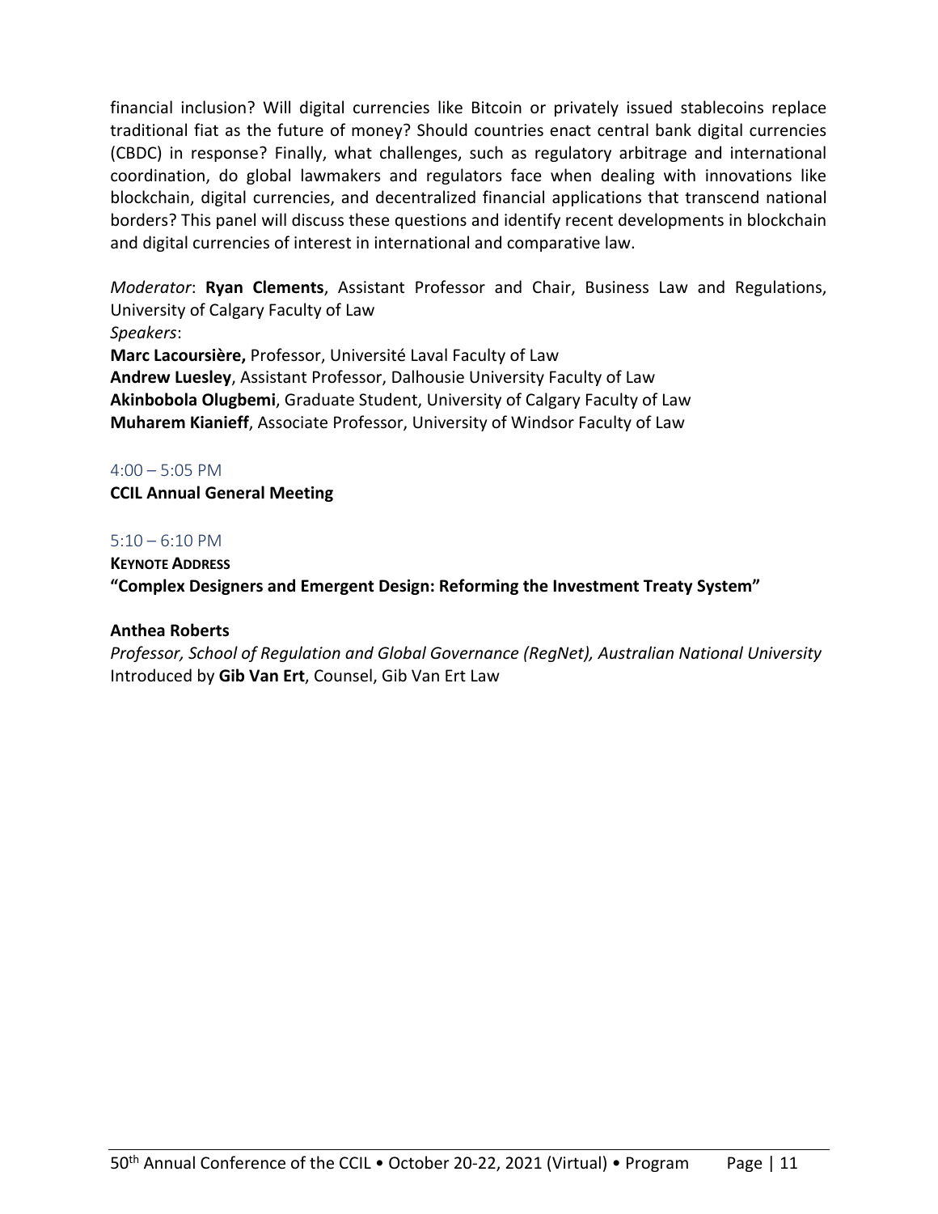financial inclusion? Will digital currencies like Bitcoin or privately issued stablecoins replace traditional fiat as the future of money? Should countries enact central bank digital currencies (CBDC) in response? Finally, what challenges, such as regulatory arbitrage and international coordination, do global lawmakers and regulators face when dealing with innovations like blockchain, digital currencies, and decentralized financial applications that transcend national borders? This panel will discuss these questions and identify recent developments in blockchain and digital currencies of interest in international and comparative law.

*Moderator*: **Ryan Clements**, Assistant Professor and Chair, Business Law and Regulations, University of Calgary Faculty of Law

*Speakers*:

**Marc Lacoursière,** Professor, Université Laval Faculty of Law
**Andrew Luesley**, Assistant Professor, Dalhousie University Faculty of Law
**Akinbobola Olugbemi**, Graduate Student, University of Calgary Faculty of Law
**Muharem Kianieff**, Associate Professor, University of Windsor Faculty of Law

4:00 – 5:05 PM

**CCIL Annual General Meeting**

5:10 – 6:10 PM

**KEYNOTE ADDRESS**

**"Complex Designers and Emergent Design: Reforming the Investment Treaty System"**

**Anthea Roberts**

*Professor, School of Regulation and Global Governance (RegNet), Australian National University*
Introduced by **Gib Van Ert**, Counsel, Gib Van Ert Law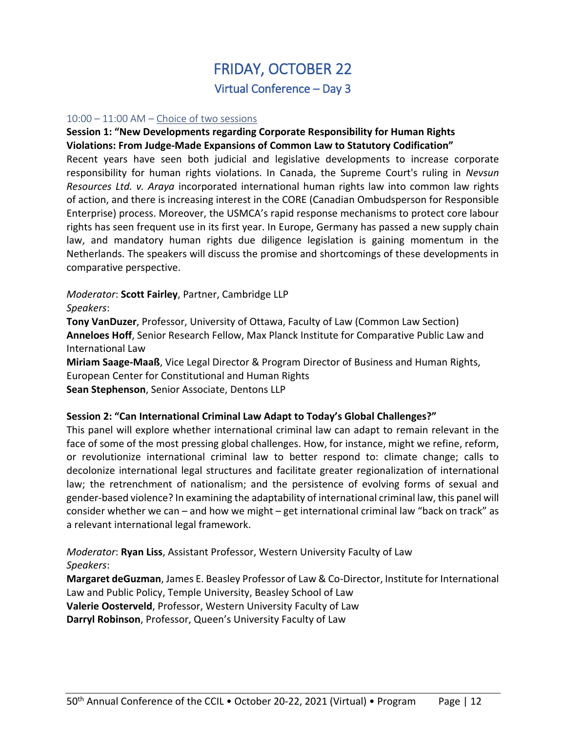# FRIDAY, OCTOBER 22

## Virtual Conference – Day 3

10:00 – 11:00 AM – Choice of two sessions

**Session 1: "New Developments regarding Corporate Responsibility for Human Rights Violations: From Judge-Made Expansions of Common Law to Statutory Codification"**

Recent years have seen both judicial and legislative developments to increase corporate responsibility for human rights violations. In Canada, the Supreme Court's ruling in *Nevsun Resources Ltd. v. Araya* incorporated international human rights law into common law rights of action, and there is increasing interest in the CORE (Canadian Ombudsperson for Responsible Enterprise) process. Moreover, the USMCA's rapid response mechanisms to protect core labour rights has seen frequent use in its first year. In Europe, Germany has passed a new supply chain law, and mandatory human rights due diligence legislation is gaining momentum in the Netherlands. The speakers will discuss the promise and shortcomings of these developments in comparative perspective.

*Moderator*: **Scott Fairley**, Partner, Cambridge LLP

*Speakers*:

**Tony VanDuzer**, Professor, University of Ottawa, Faculty of Law (Common Law Section)

**Anneloes Hoff**, Senior Research Fellow, Max Planck Institute for Comparative Public Law and International Law

**Miriam Saage-Maaß**, Vice Legal Director & Program Director of Business and Human Rights, European Center for Constitutional and Human Rights

**Sean Stephenson**, Senior Associate, Dentons LLP

**Session 2: "Can International Criminal Law Adapt to Today's Global Challenges?"**

This panel will explore whether international criminal law can adapt to remain relevant in the face of some of the most pressing global challenges. How, for instance, might we refine, reform, or revolutionize international criminal law to better respond to: climate change; calls to decolonize international legal structures and facilitate greater regionalization of international law; the retrenchment of nationalism; and the persistence of evolving forms of sexual and gender-based violence? In examining the adaptability of international criminal law, this panel will consider whether we can – and how we might – get international criminal law "back on track" as a relevant international legal framework.

*Moderator*: **Ryan Liss**, Assistant Professor, Western University Faculty of Law

*Speakers*:

**Margaret deGuzman**, James E. Beasley Professor of Law & Co-Director, Institute for International Law and Public Policy, Temple University, Beasley School of Law

**Valerie Oosterveld**, Professor, Western University Faculty of Law

**Darryl Robinson**, Professor, Queen's University Faculty of Law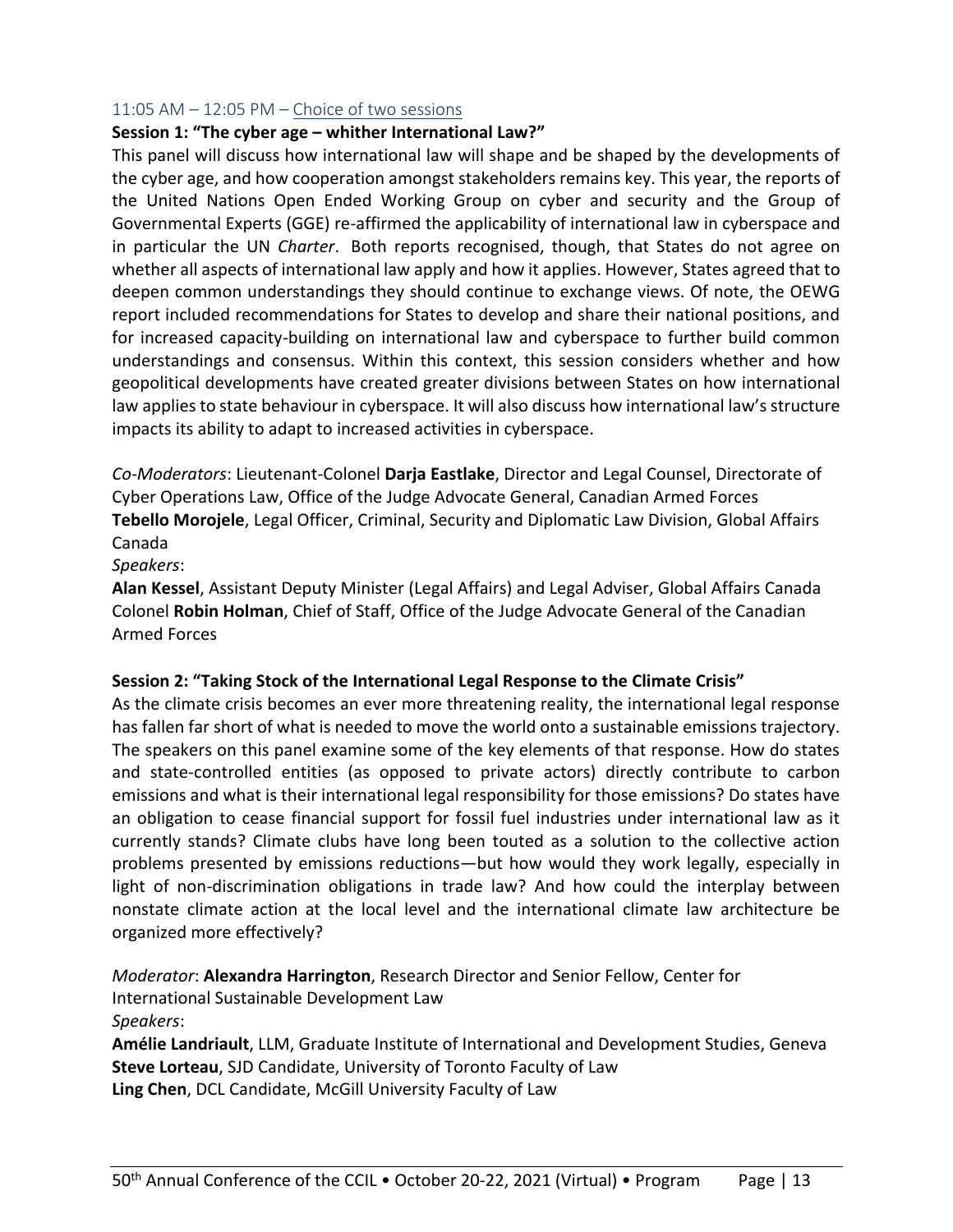11:05 AM – 12:05 PM – Choice of two sessions

**Session 1: "The cyber age – whither International Law?"**

This panel will discuss how international law will shape and be shaped by the developments of the cyber age, and how cooperation amongst stakeholders remains key. This year, the reports of the United Nations Open Ended Working Group on cyber and security and the Group of Governmental Experts (GGE) re-affirmed the applicability of international law in cyberspace and in particular the UN *Charter*. Both reports recognised, though, that States do not agree on whether all aspects of international law apply and how it applies. However, States agreed that to deepen common understandings they should continue to exchange views. Of note, the OEWG report included recommendations for States to develop and share their national positions, and for increased capacity-building on international law and cyberspace to further build common understandings and consensus. Within this context, this session considers whether and how geopolitical developments have created greater divisions between States on how international law applies to state behaviour in cyberspace. It will also discuss how international law's structure impacts its ability to adapt to increased activities in cyberspace.

*Co-Moderators*: Lieutenant-Colonel **Darja Eastlake**, Director and Legal Counsel, Directorate of Cyber Operations Law, Office of the Judge Advocate General, Canadian Armed Forces
**Tebello Morojele**, Legal Officer, Criminal, Security and Diplomatic Law Division, Global Affairs Canada

*Speakers*:

**Alan Kessel**, Assistant Deputy Minister (Legal Affairs) and Legal Adviser, Global Affairs Canada
Colonel **Robin Holman**, Chief of Staff, Office of the Judge Advocate General of the Canadian Armed Forces

**Session 2: "Taking Stock of the International Legal Response to the Climate Crisis"**

As the climate crisis becomes an ever more threatening reality, the international legal response has fallen far short of what is needed to move the world onto a sustainable emissions trajectory. The speakers on this panel examine some of the key elements of that response. How do states and state-controlled entities (as opposed to private actors) directly contribute to carbon emissions and what is their international legal responsibility for those emissions? Do states have an obligation to cease financial support for fossil fuel industries under international law as it currently stands? Climate clubs have long been touted as a solution to the collective action problems presented by emissions reductions—but how would they work legally, especially in light of non-discrimination obligations in trade law? And how could the interplay between nonstate climate action at the local level and the international climate law architecture be organized more effectively?

*Moderator*: **Alexandra Harrington**, Research Director and Senior Fellow, Center for International Sustainable Development Law

*Speakers*:

**Amélie Landriault**, LLM, Graduate Institute of International and Development Studies, Geneva
**Steve Lorteau**, SJD Candidate, University of Toronto Faculty of Law
**Ling Chen**, DCL Candidate, McGill University Faculty of Law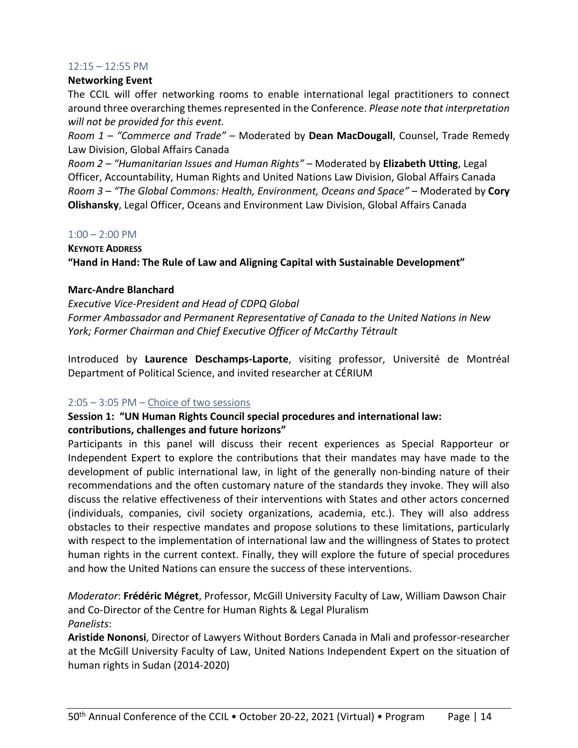12:15 – 12:55 PM

**Networking Event**

The CCIL will offer networking rooms to enable international legal practitioners to connect around three overarching themes represented in the Conference. *Please note that interpretation will not be provided for this event.*

*Room 1 – "Commerce and Trade"* – Moderated by **Dean MacDougall**, Counsel, Trade Remedy Law Division, Global Affairs Canada

*Room 2 – "Humanitarian Issues and Human Rights"* – Moderated by **Elizabeth Utting**, Legal Officer, Accountability, Human Rights and United Nations Law Division, Global Affairs Canada

*Room 3 – "The Global Commons: Health, Environment, Oceans and Space"* – Moderated by **Cory Olishansky**, Legal Officer, Oceans and Environment Law Division, Global Affairs Canada

1:00 – 2:00 PM

**KEYNOTE ADDRESS**

**"Hand in Hand: The Rule of Law and Aligning Capital with Sustainable Development"**

**Marc-Andre Blanchard**

*Executive Vice-President and Head of CDPQ Global*
*Former Ambassador and Permanent Representative of Canada to the United Nations in New York; Former Chairman and Chief Executive Officer of McCarthy Tétrault*

Introduced by **Laurence Deschamps-Laporte**, visiting professor, Université de Montréal Department of Political Science, and invited researcher at CÉRIUM

2:05 – 3:05 PM – Choice of two sessions

**Session 1: "UN Human Rights Council special procedures and international law: contributions, challenges and future horizons"**

Participants in this panel will discuss their recent experiences as Special Rapporteur or Independent Expert to explore the contributions that their mandates may have made to the development of public international law, in light of the generally non-binding nature of their recommendations and the often customary nature of the standards they invoke. They will also discuss the relative effectiveness of their interventions with States and other actors concerned (individuals, companies, civil society organizations, academia, etc.). They will also address obstacles to their respective mandates and propose solutions to these limitations, particularly with respect to the implementation of international law and the willingness of States to protect human rights in the current context. Finally, they will explore the future of special procedures and how the United Nations can ensure the success of these interventions.

*Moderator*: **Frédéric Mégret**, Professor, McGill University Faculty of Law, William Dawson Chair and Co-Director of the Centre for Human Rights & Legal Pluralism

*Panelists*:

**Aristide Nononsi**, Director of Lawyers Without Borders Canada in Mali and professor-researcher at the McGill University Faculty of Law, United Nations Independent Expert on the situation of human rights in Sudan (2014-2020)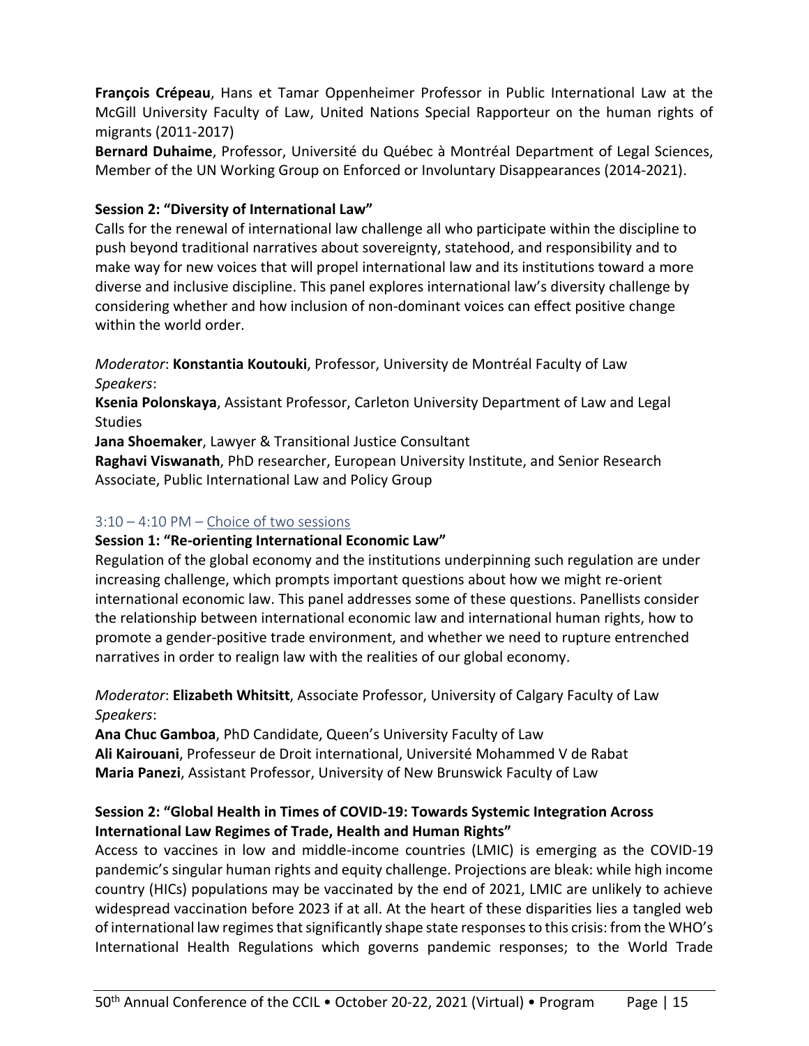**François Crépeau**, Hans et Tamar Oppenheimer Professor in Public International Law at the McGill University Faculty of Law, United Nations Special Rapporteur on the human rights of migrants (2011-2017)
**Bernard Duhaime**, Professor, Université du Québec à Montréal Department of Legal Sciences, Member of the UN Working Group on Enforced or Involuntary Disappearances (2014-2021).

**Session 2: "Diversity of International Law"**

Calls for the renewal of international law challenge all who participate within the discipline to push beyond traditional narratives about sovereignty, statehood, and responsibility and to make way for new voices that will propel international law and its institutions toward a more diverse and inclusive discipline. This panel explores international law's diversity challenge by considering whether and how inclusion of non-dominant voices can effect positive change within the world order.

*Moderator*: **Konstantia Koutouki**, Professor, University de Montréal Faculty of Law
*Speakers*:
**Ksenia Polonskaya**, Assistant Professor, Carleton University Department of Law and Legal Studies
**Jana Shoemaker**, Lawyer & Transitional Justice Consultant
**Raghavi Viswanath**, PhD researcher, European University Institute, and Senior Research Associate, Public International Law and Policy Group

3:10 – 4:10 PM – Choice of two sessions

**Session 1: "Re-orienting International Economic Law"**

Regulation of the global economy and the institutions underpinning such regulation are under increasing challenge, which prompts important questions about how we might re-orient international economic law. This panel addresses some of these questions. Panellists consider the relationship between international economic law and international human rights, how to promote a gender-positive trade environment, and whether we need to rupture entrenched narratives in order to realign law with the realities of our global economy.

*Moderator*: **Elizabeth Whitsitt**, Associate Professor, University of Calgary Faculty of Law
*Speakers*:
**Ana Chuc Gamboa**, PhD Candidate, Queen's University Faculty of Law
**Ali Kairouani**, Professeur de Droit international, Université Mohammed V de Rabat
**Maria Panezi**, Assistant Professor, University of New Brunswick Faculty of Law

**Session 2: "Global Health in Times of COVID-19: Towards Systemic Integration Across International Law Regimes of Trade, Health and Human Rights"**

Access to vaccines in low and middle-income countries (LMIC) is emerging as the COVID-19 pandemic's singular human rights and equity challenge. Projections are bleak: while high income country (HICs) populations may be vaccinated by the end of 2021, LMIC are unlikely to achieve widespread vaccination before 2023 if at all. At the heart of these disparities lies a tangled web of international law regimes that significantly shape state responses to this crisis: from the WHO's International Health Regulations which governs pandemic responses; to the World Trade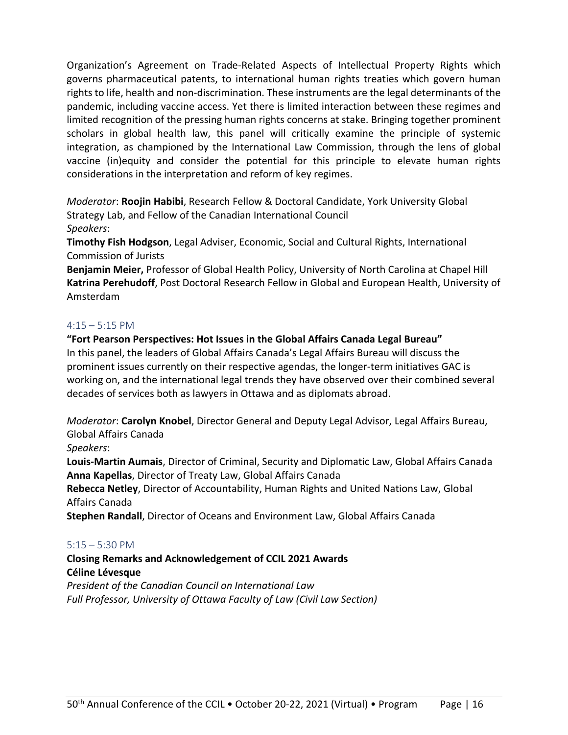Organization's Agreement on Trade-Related Aspects of Intellectual Property Rights which governs pharmaceutical patents, to international human rights treaties which govern human rights to life, health and non-discrimination. These instruments are the legal determinants of the pandemic, including vaccine access. Yet there is limited interaction between these regimes and limited recognition of the pressing human rights concerns at stake. Bringing together prominent scholars in global health law, this panel will critically examine the principle of systemic integration, as championed by the International Law Commission, through the lens of global vaccine (in)equity and consider the potential for this principle to elevate human rights considerations in the interpretation and reform of key regimes.

*Moderator*: **Roojin Habibi**, Research Fellow & Doctoral Candidate, York University Global Strategy Lab, and Fellow of the Canadian International Council
*Speakers*:
**Timothy Fish Hodgson**, Legal Adviser, Economic, Social and Cultural Rights, International Commission of Jurists
**Benjamin Meier,** Professor of Global Health Policy, University of North Carolina at Chapel Hill
**Katrina Perehudoff**, Post Doctoral Research Fellow in Global and European Health, University of Amsterdam

### 4:15 – 5:15 PM

**"Fort Pearson Perspectives: Hot Issues in the Global Affairs Canada Legal Bureau"**
In this panel, the leaders of Global Affairs Canada's Legal Affairs Bureau will discuss the prominent issues currently on their respective agendas, the longer-term initiatives GAC is working on, and the international legal trends they have observed over their combined several decades of services both as lawyers in Ottawa and as diplomats abroad.

*Moderator*: **Carolyn Knobel**, Director General and Deputy Legal Advisor, Legal Affairs Bureau, Global Affairs Canada
*Speakers*:
**Louis-Martin Aumais**, Director of Criminal, Security and Diplomatic Law, Global Affairs Canada
**Anna Kapellas**, Director of Treaty Law, Global Affairs Canada
**Rebecca Netley**, Director of Accountability, Human Rights and United Nations Law, Global Affairs Canada
**Stephen Randall**, Director of Oceans and Environment Law, Global Affairs Canada

### 5:15 – 5:30 PM

**Closing Remarks and Acknowledgement of CCIL 2021 Awards**
**Céline Lévesque**
*President of the Canadian Council on International Law*
*Full Professor, University of Ottawa Faculty of Law (Civil Law Section)*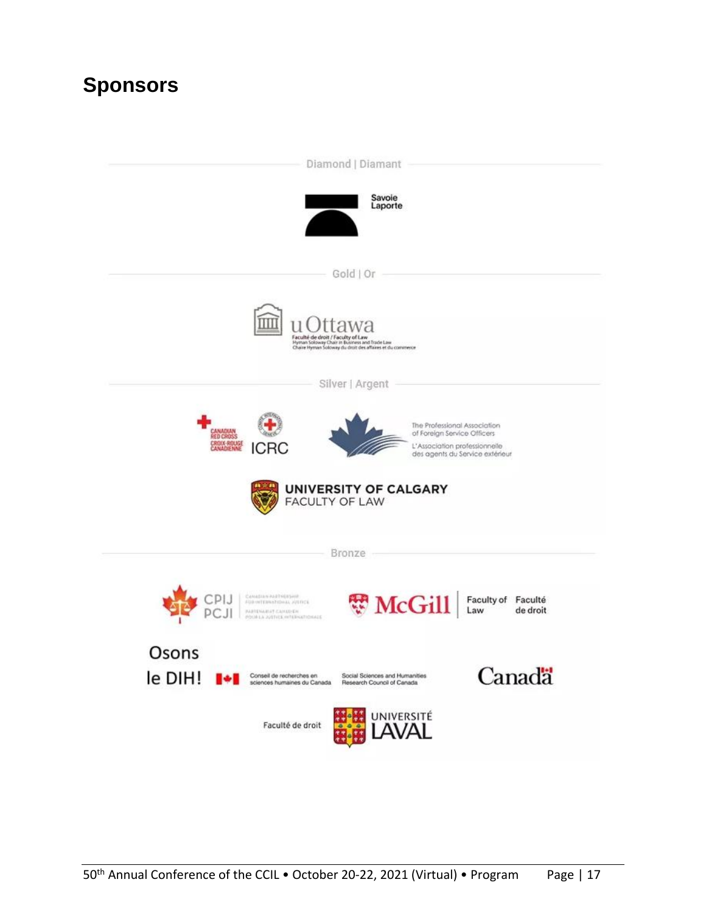## Sponsors

Diamond | Diamant

Savoie Laporte

Gold | Or

uOttawa
Faculté de droit / Faculty of Law
Hyman Soloway Chair in Business and Trade Law
Chaire Hyman Soloway du droit des affaires et du commerce

Silver | Argent

Canadian Red Cross
Croix-Rouge canadienne

ICRC

The Professional Association of Foreign Service Officers
L'Association professionnelle des agents du Service extérieur

University of Calgary
Faculty of Law

Bronze

CPIJ PCJI
Canadian Partnership for International Justice
Partenariat canadien pour la justice internationale

McGill
Faculty of Law
Faculté de droit

Osons le DIH!

Conseil de recherches en sciences humaines du Canada
Social Sciences and Humanities Research Council of Canada

Canada

Faculté de droit
Université Laval